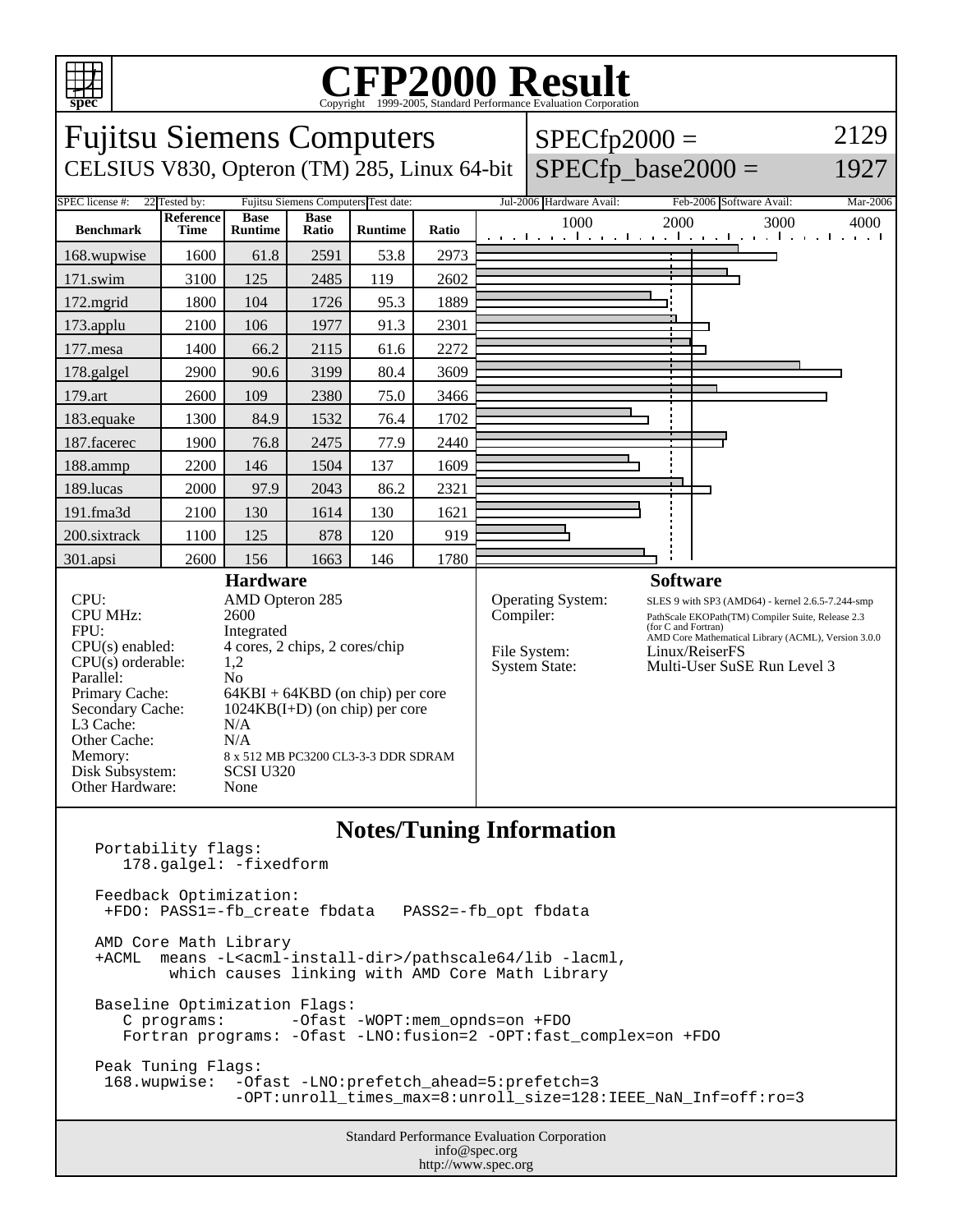# CFP2000 Result

Copyright 1999-2005, Standard Performance Evaluation Corporation

## Fujitsu Siemens Computers

CELSIUS V830, Opteron (TM) 285, Linux 64-bit

SPECfp2000 = 2129

SPECfp_base2000 = 1927

SPEC license #: 22 | Tested by: Fujitsu Siemens Computers | Test date: Jul-2006 | Hardware Avail: Feb-2006 | Software Avail: Mar-2006

| Benchmark | Reference Time | Base Runtime | Base Ratio | Runtime | Ratio |
|---|---|---|---|---|---|
| 168.wupwise | 1600 | 61.8 | 2591 | 53.8 | 2973 |
| 171.swim | 3100 | 125 | 2485 | 119 | 2602 |
| 172.mgrid | 1800 | 104 | 1726 | 95.3 | 1889 |
| 173.applu | 2100 | 106 | 1977 | 91.3 | 2301 |
| 177.mesa | 1400 | 66.2 | 2115 | 61.6 | 2272 |
| 178.galgel | 2900 | 90.6 | 3199 | 80.4 | 3609 |
| 179.art | 2600 | 109 | 2380 | 75.0 | 3466 |
| 183.equake | 1300 | 84.9 | 1532 | 76.4 | 1702 |
| 187.facerec | 1900 | 76.8 | 2475 | 77.9 | 2440 |
| 188.ammp | 2200 | 146 | 1504 | 137 | 1609 |
| 189.lucas | 2000 | 97.9 | 2043 | 86.2 | 2321 |
| 191.fma3d | 2100 | 130 | 1614 | 130 | 1621 |
| 200.sixtrack | 1100 | 125 | 878 | 120 | 919 |
| 301.apsi | 2600 | 156 | 1663 | 146 | 1780 |

### Hardware

- CPU: AMD Opteron 285
- CPU MHz: 2600
- FPU: Integrated
- CPU(s) enabled: 4 cores, 2 chips, 2 cores/chip
- CPU(s) orderable: 1,2
- Parallel: No
- Primary Cache: 64KBI + 64KBD (on chip) per core
- Secondary Cache: 1024KB(I+D) (on chip) per core
- L3 Cache: N/A
- Other Cache: N/A
- Memory: 8 x 512 MB PC3200 CL3-3-3 DDR SDRAM
- Disk Subsystem: SCSI U320
- Other Hardware: None

### Software

- Operating System: SLES 9 with SP3 (AMD64) - kernel 2.6.5-7.244-smp
- Compiler: PathScale EKOPath(TM) Compiler Suite, Release 2.3 (for C and Fortran) AMD Core Mathematical Library (ACML), Version 3.0.0
- File System: Linux/ReiserFS
- System State: Multi-User SuSE Run Level 3

### Notes/Tuning Information

```
Portability flags:
   178.galgel: -fixedform

Feedback Optimization:
 +FDO: PASS1=-fb_create fbdata   PASS2=-fb_opt fbdata

AMD Core Math Library
+ACML  means -L<acml-install-dir>/pathscale64/lib -lacml,
        which causes linking with AMD Core Math Library

Baseline Optimization Flags:
   C programs:       -Ofast -WOPT:mem_opnds=on +FDO
   Fortran programs: -Ofast -LNO:fusion=2 -OPT:fast_complex=on +FDO

Peak Tuning Flags:
 168.wupwise:  -Ofast -LNO:prefetch_ahead=5:prefetch=3
               -OPT:unroll_times_max=8:unroll_size=128:IEEE_NaN_Inf=off:ro=3
```

Standard Performance Evaluation Corporation
info@spec.org
http://www.spec.org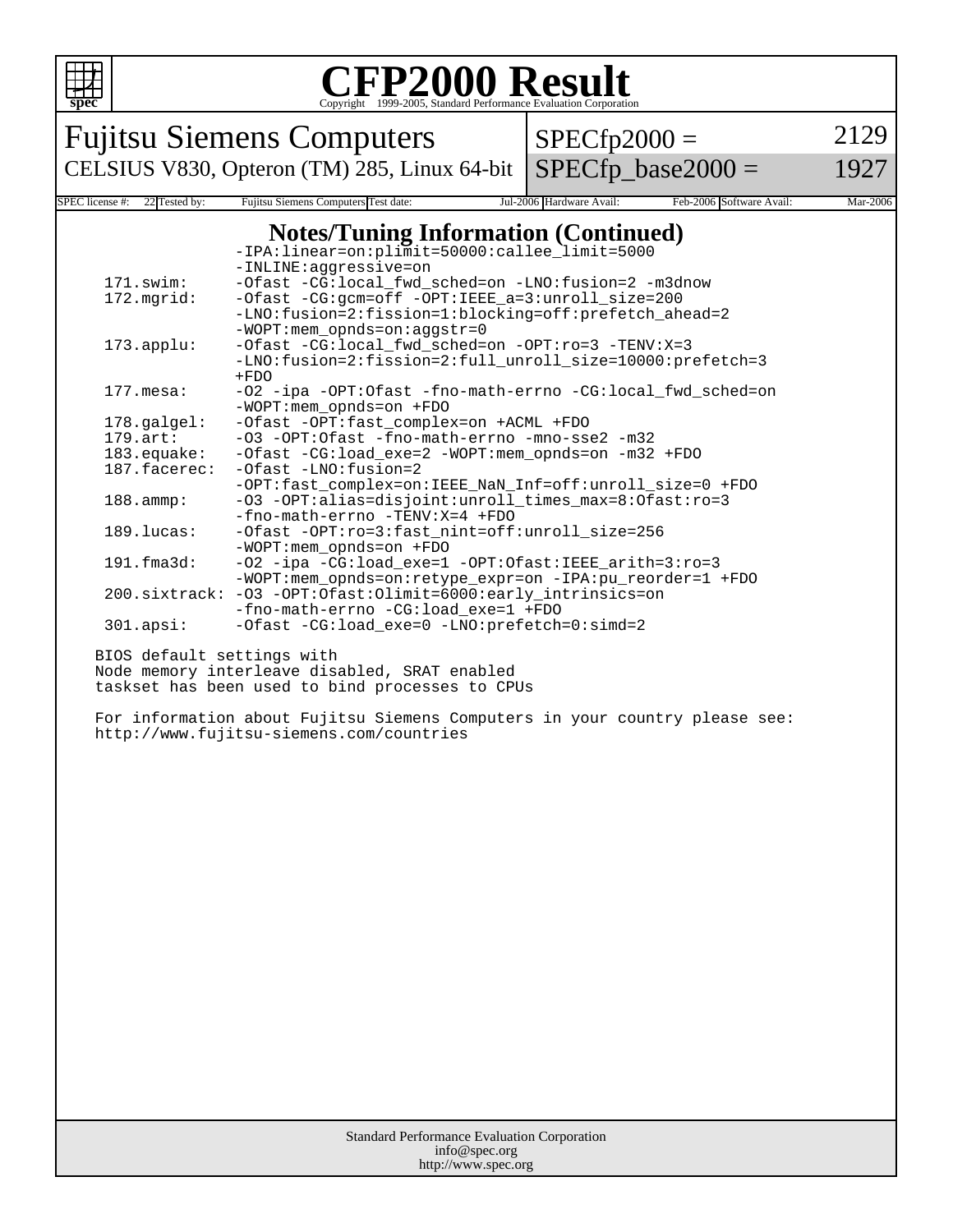# CFP2000 Result

Copyright 1999-2005, Standard Performance Evaluation Corporation

Fujitsu Siemens Computers
CELSIUS V830, Opteron (TM) 285, Linux 64-bit

SPECfp2000 = 2129
SPECfp_base2000 = 1927

| SPEC license #: | 22 | Tested by: | Fujitsu Siemens Computers | Test date: | Jul-2006 | Hardware Avail: | Feb-2006 | Software Avail: | Mar-2006 |
|---|---|---|---|---|---|---|---|---|---|

## Notes/Tuning Information (Continued)

```
                   -IPA:linear=on:plimit=50000:callee_limit=5000
                   -INLINE:aggressive=on
    171.swim:      -Ofast -CG:local_fwd_sched=on -LNO:fusion=2 -m3dnow
    172.mgrid:     -Ofast -CG:gcm=off -OPT:IEEE_a=3:unroll_size=200
                   -LNO:fusion=2:fission=1:blocking=off:prefetch_ahead=2
                   -WOPT:mem_opnds=on:aggstr=0
    173.applu:     -Ofast -CG:local_fwd_sched=on -OPT:ro=3 -TENV:X=3
                   -LNO:fusion=2:fission=2:full_unroll_size=10000:prefetch=3
                   +FDO
    177.mesa:      -O2 -ipa -OPT:Ofast -fno-math-errno -CG:local_fwd_sched=on
                   -WOPT:mem_opnds=on +FDO
    178.galgel:    -Ofast -OPT:fast_complex=on +ACML +FDO
    179.art:       -O3 -OPT:Ofast -fno-math-errno -mno-sse2 -m32
    183.equake:    -Ofast -CG:load_exe=2 -WOPT:mem_opnds=on -m32 +FDO
    187.facerec:   -Ofast -LNO:fusion=2
                   -OPT:fast_complex=on:IEEE_NaN_Inf=off:unroll_size=0 +FDO
    188.ammp:      -O3 -OPT:alias=disjoint:unroll_times_max=8:Ofast:ro=3
                   -fno-math-errno -TENV:X=4 +FDO
    189.lucas:     -Ofast -OPT:ro=3:fast_nint=off:unroll_size=256
                   -WOPT:mem_opnds=on +FDO
    191.fma3d:     -O2 -ipa -CG:load_exe=1 -OPT:Ofast:IEEE_arith=3:ro=3
                   -WOPT:mem_opnds=on:retype_expr=on -IPA:pu_reorder=1 +FDO
    200.sixtrack:  -O3 -OPT:Ofast:Olimit=6000:early_intrinsics=on
                   -fno-math-errno -CG:load_exe=1 +FDO
    301.apsi:      -Ofast -CG:load_exe=0 -LNO:prefetch=0:simd=2
```

BIOS default settings with
Node memory interleave disabled, SRAT enabled
taskset has been used to bind processes to CPUs

For information about Fujitsu Siemens Computers in your country please see:
http://www.fujitsu-siemens.com/countries

Standard Performance Evaluation Corporation
info@spec.org
http://www.spec.org